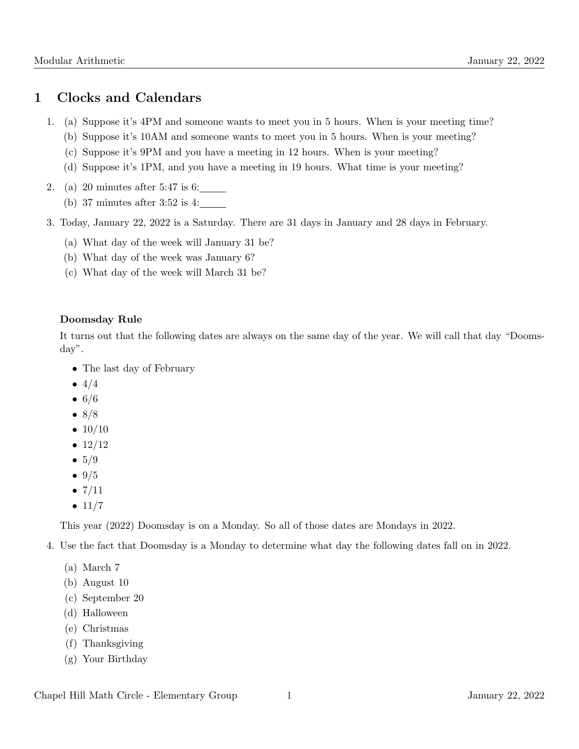# 1 Clocks and Calendars

1. (a) Suppose it's 4PM and someone wants to meet you in 5 hours. When is your meeting time?
   (b) Suppose it's 10AM and someone wants to meet you in 5 hours. When is your meeting?
   (c) Suppose it's 9PM and you have a meeting in 12 hours. When is your meeting?
   (d) Suppose it's 1PM, and you have a meeting in 19 hours. What time is your meeting?

2. (a) 20 minutes after 5:47 is 6:_____
   (b) 37 minutes after 3:52 is 4:_____

3. Today, January 22, 2022 is a Saturday. There are 31 days in January and 28 days in February.
   (a) What day of the week will January 31 be?
   (b) What day of the week was January 6?
   (c) What day of the week will March 31 be?

**Doomsday Rule**

It turns out that the following dates are always on the same day of the year. We will call that day "Doomsday".

- The last day of February
- 4/4
- 6/6
- 8/8
- 10/10
- 12/12
- 5/9
- 9/5
- 7/11
- 11/7

This year (2022) Doomsday is on a Monday. So all of those dates are Mondays in 2022.

4. Use the fact that Doomsday is a Monday to determine what day the following dates fall on in 2022.
   (a) March 7
   (b) August 10
   (c) September 20
   (d) Halloween
   (e) Christmas
   (f) Thanksgiving
   (g) Your Birthday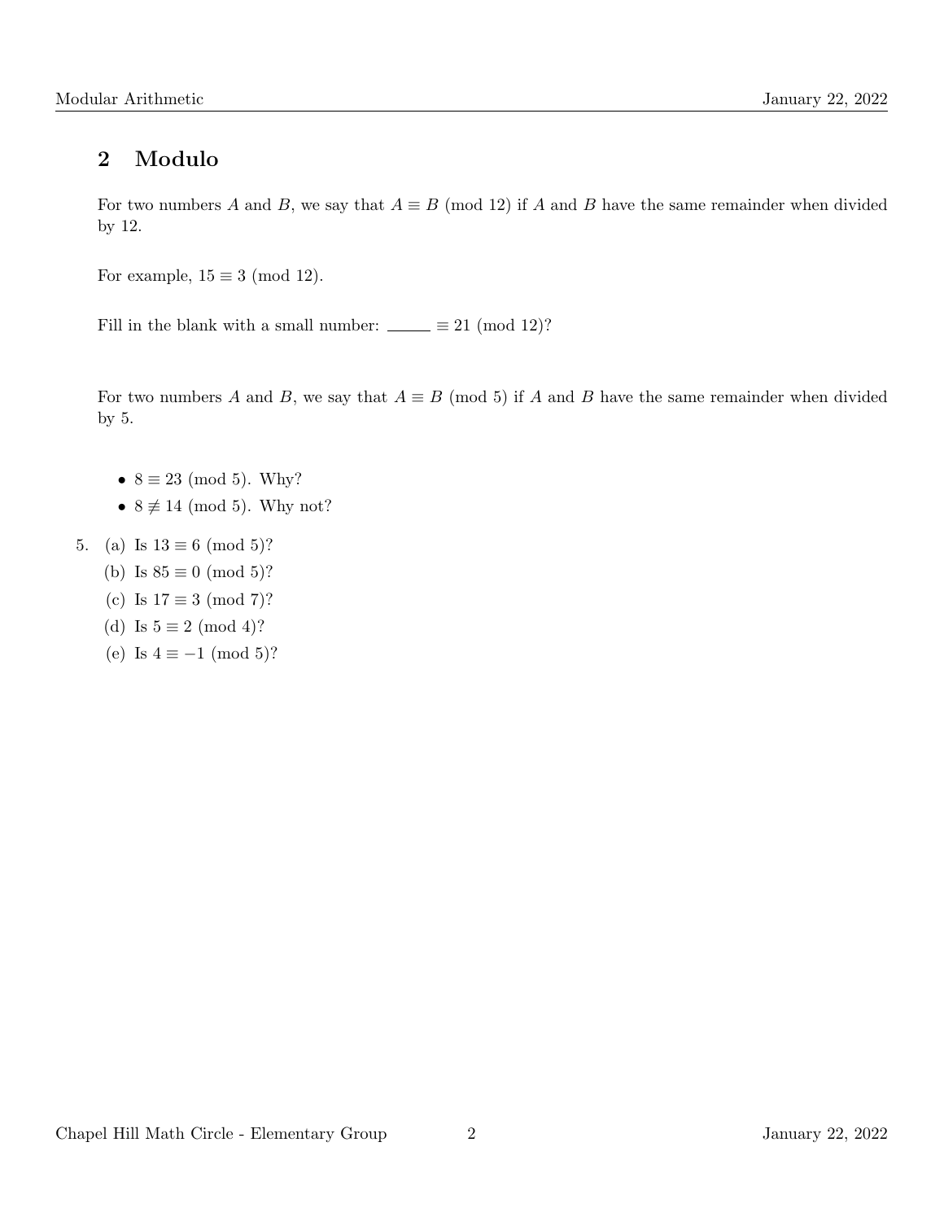## 2 Modulo

For two numbers $A$ and $B$, we say that $A \equiv B \pmod{12}$ if $A$ and $B$ have the same remainder when divided by 12.

For example, $15 \equiv 3 \pmod{12}$.

Fill in the blank with a small number: _____ $\equiv 21 \pmod{12}$?

For two numbers $A$ and $B$, we say that $A \equiv B \pmod{5}$ if $A$ and $B$ have the same remainder when divided by 5.

- $8 \equiv 23 \pmod{5}$. Why?
- $8 \not\equiv 14 \pmod{5}$. Why not?

5. (a) Is $13 \equiv 6 \pmod{5}$?
   (b) Is $85 \equiv 0 \pmod{5}$?
   (c) Is $17 \equiv 3 \pmod{7}$?
   (d) Is $5 \equiv 2 \pmod{4}$?
   (e) Is $4 \equiv -1 \pmod{5}$?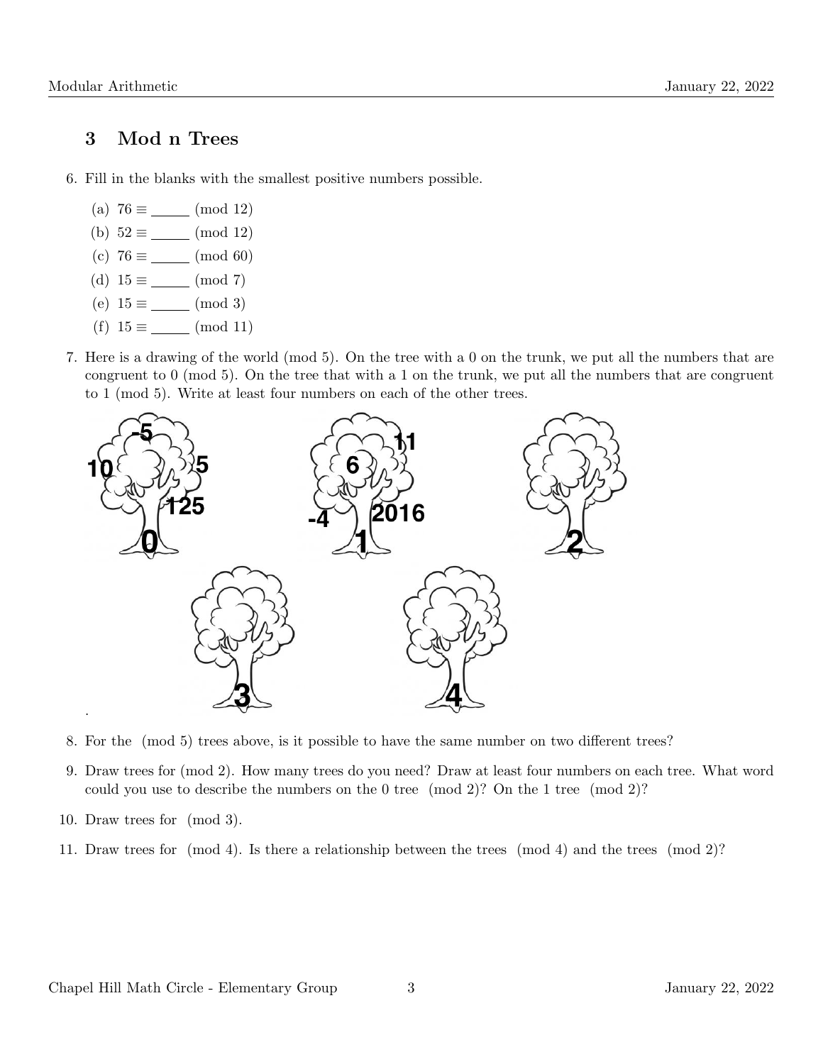## 3 Mod n Trees

6. Fill in the blanks with the smallest positive numbers possible.

   (a) $76 \equiv$ _____ (mod 12)

   (b) $52 \equiv$ _____ (mod 12)

   (c) $76 \equiv$ _____ (mod 60)

   (d) $15 \equiv$ _____ (mod 7)

   (e) $15 \equiv$ _____ (mod 3)

   (f) $15 \equiv$ _____ (mod 11)

7. Here is a drawing of the world (mod 5). On the tree with a 0 on the trunk, we put all the numbers that are congruent to 0 (mod 5). On the tree that with a 1 on the trunk, we put all the numbers that are congruent to 1 (mod 5). Write at least four numbers on each of the other trees.

   Tree 0: -5, 10, 5, 125

   Tree 1: 11, 6, -4, 2016

   Tree 2:

   Tree 3:

   Tree 4:

8. For the (mod 5) trees above, is it possible to have the same number on two different trees?

9. Draw trees for (mod 2). How many trees do you need? Draw at least four numbers on each tree. What word could you use to describe the numbers on the 0 tree (mod 2)? On the 1 tree (mod 2)?

10. Draw trees for (mod 3).

11. Draw trees for (mod 4). Is there a relationship between the trees (mod 4) and the trees (mod 2)?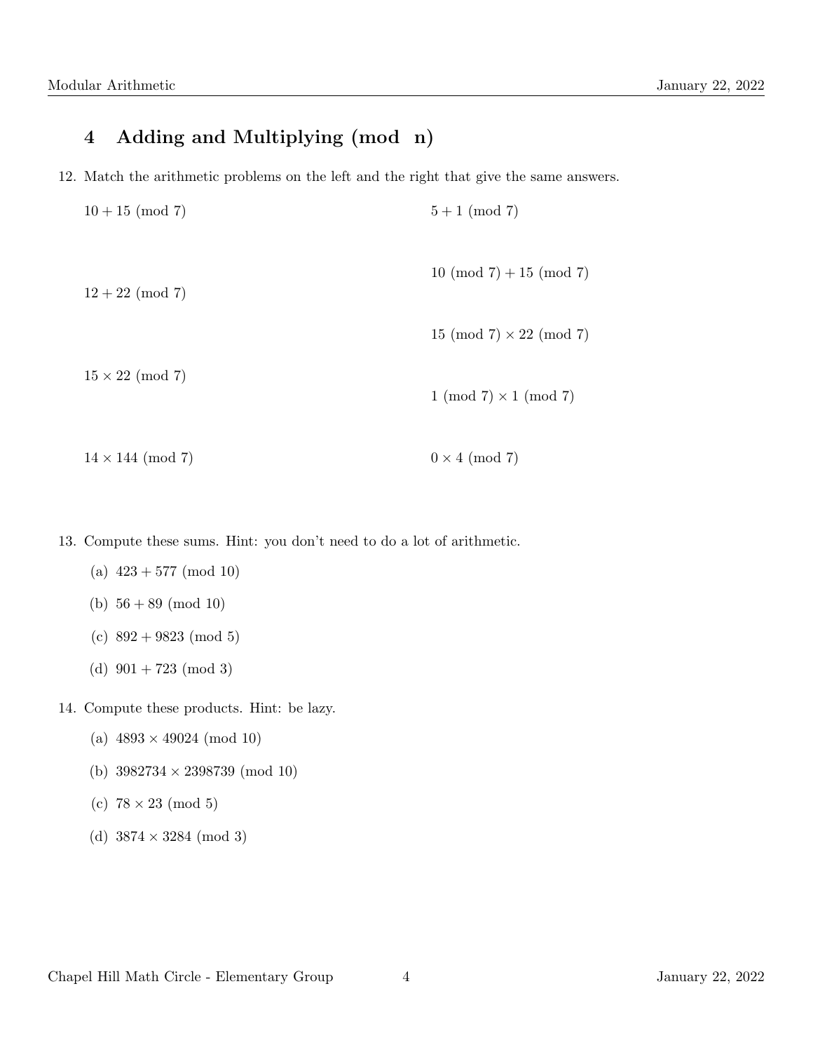## 4 Adding and Multiplying (mod n)

12. Match the arithmetic problems on the left and the right that give the same answers.

| | |
|---|---|
| $10 + 15 \pmod 7$ | $5 + 1 \pmod 7$ |
| $12 + 22 \pmod 7$ | $10 \pmod 7 + 15 \pmod 7$ |
| $15 \times 22 \pmod 7$ | $15 \pmod 7 \times 22 \pmod 7$ |
| $14 \times 144 \pmod 7$ | $1 \pmod 7 \times 1 \pmod 7$ |
| | $0 \times 4 \pmod 7$ |

13. Compute these sums. Hint: you don't need to do a lot of arithmetic.

    (a) $423 + 577 \pmod{10}$

    (b) $56 + 89 \pmod{10}$

    (c) $892 + 9823 \pmod 5$

    (d) $901 + 723 \pmod 3$

14. Compute these products. Hint: be lazy.

    (a) $4893 \times 49024 \pmod{10}$

    (b) $3982734 \times 2398739 \pmod{10}$

    (c) $78 \times 23 \pmod 5$

    (d) $3874 \times 3284 \pmod 3$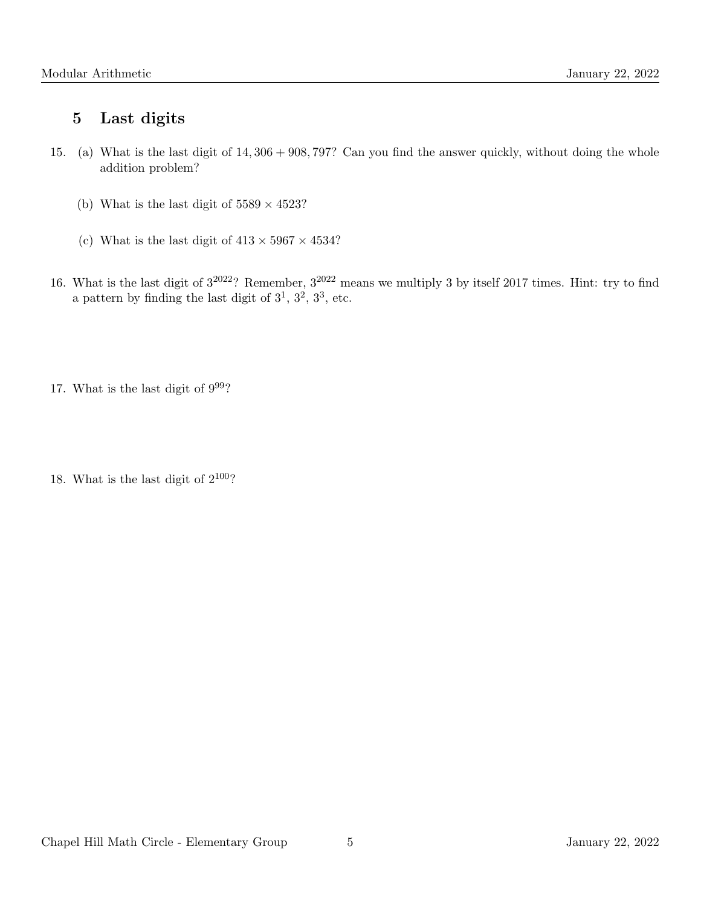## 5 Last digits

15. (a) What is the last digit of $14,306 + 908,797$? Can you find the answer quickly, without doing the whole addition problem?

    (b) What is the last digit of $5589 \times 4523$?

    (c) What is the last digit of $413 \times 5967 \times 4534$?

16. What is the last digit of $3^{2022}$? Remember, $3^{2022}$ means we multiply 3 by itself 2017 times. Hint: try to find a pattern by finding the last digit of $3^1$, $3^2$, $3^3$, etc.

17. What is the last digit of $9^{99}$?

18. What is the last digit of $2^{100}$?